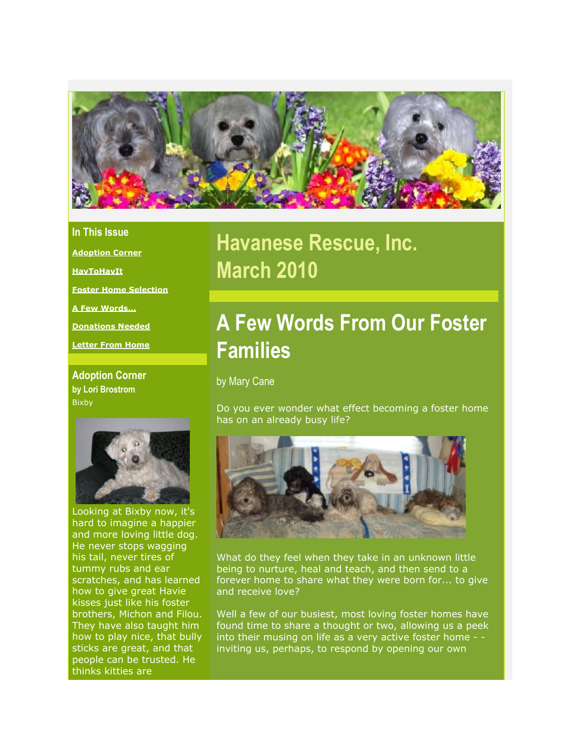# Havanese Rescue, Inc.
# March 2010

## In This Issue

Adoption Corner

HavToHavIt

Foster Home Selection

A Few Words...

Donations Needed

Letter From Home

## Adoption Corner

**by Lori Brostrom**

Bixby

Looking at Bixby now, it's hard to imagine a happier and more loving little dog. He never stops wagging his tail, never tires of tummy rubs and ear scratches, and has learned how to give great Havie kisses just like his foster brothers, Michon and Filou. They have also taught him how to play nice, that bully sticks are great, and that people can be trusted. He thinks kitties are

## A Few Words From Our Foster Families

by Mary Cane

Do you ever wonder what effect becoming a foster home has on an already busy life?

What do they feel when they take in an unknown little being to nurture, heal and teach, and then send to a forever home to share what they were born for... to give and receive love?

Well a few of our busiest, most loving foster homes have found time to share a thought or two, allowing us a peek into their musing on life as a very active foster home - - inviting us, perhaps, to respond by opening our own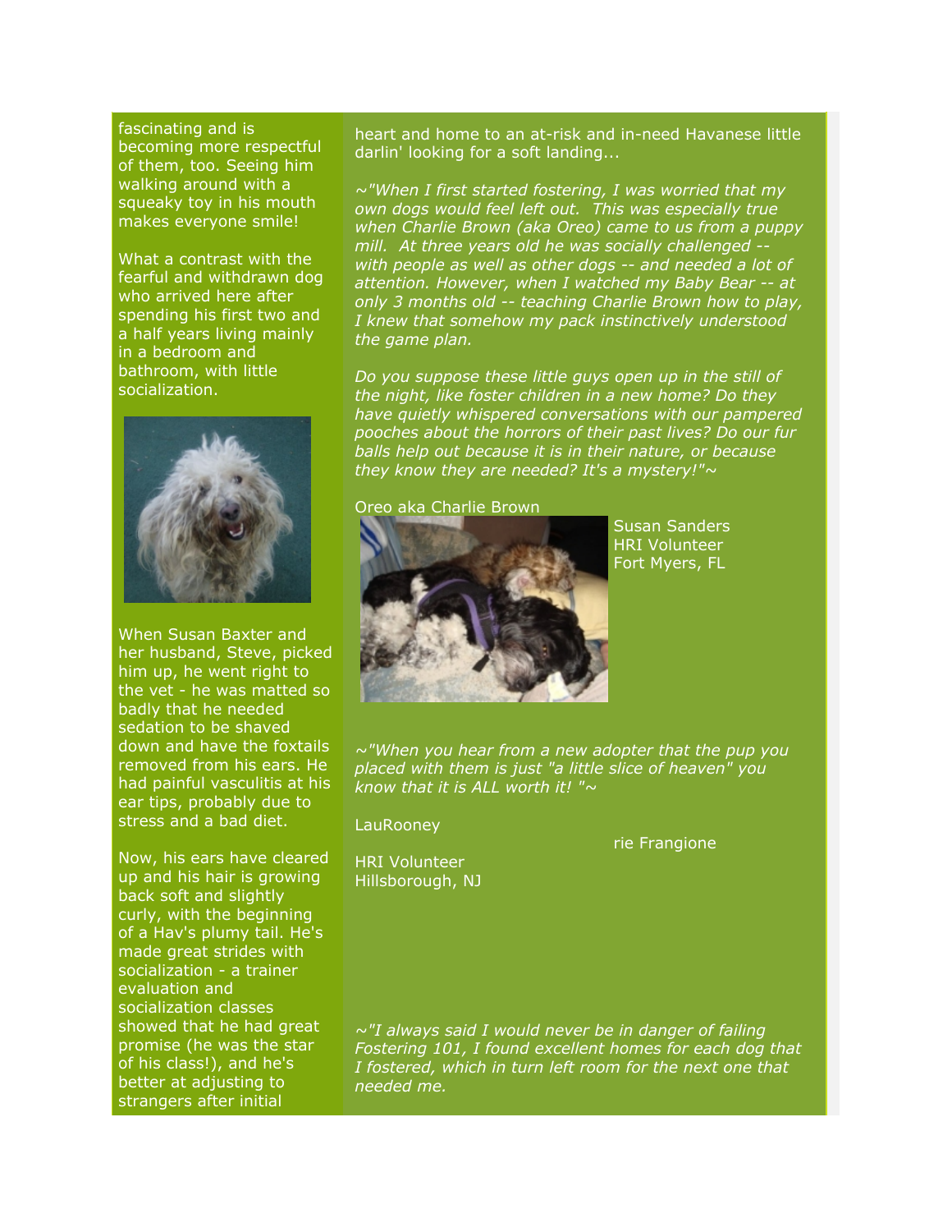fascinating and is becoming more respectful of them, too. Seeing him walking around with a squeaky toy in his mouth makes everyone smile!

What a contrast with the fearful and withdrawn dog who arrived here after spending his first two and a half years living mainly in a bedroom and bathroom, with little socialization.

When Susan Baxter and her husband, Steve, picked him up, he went right to the vet - he was matted so badly that he needed sedation to be shaved down and have the foxtails removed from his ears. He had painful vasculitis at his ear tips, probably due to stress and a bad diet.

Now, his ears have cleared up and his hair is growing back soft and slightly curly, with the beginning of a Hav's plumy tail. He's made great strides with socialization - a trainer evaluation and socialization classes showed that he had great promise (he was the star of his class!), and he's better at adjusting to strangers after initial

heart and home to an at-risk and in-need Havanese little darlin' looking for a soft landing...

*~"When I first started fostering, I was worried that my own dogs would feel left out. This was especially true when Charlie Brown (aka Oreo) came to us from a puppy mill. At three years old he was socially challenged -- with people as well as other dogs -- and needed a lot of attention. However, when I watched my Baby Bear -- at only 3 months old -- teaching Charlie Brown how to play, I knew that somehow my pack instinctively understood the game plan.*

*Do you suppose these little guys open up in the still of the night, like foster children in a new home? Do they have quietly whispered conversations with our pampered pooches about the horrors of their past lives? Do our fur balls help out because it is in their nature, or because they know they are needed? It's a mystery!"~*

Oreo aka Charlie Brown

Susan Sanders
HRI Volunteer
Fort Myers, FL

*~"When you hear from a new adopter that the pup you placed with them is just "a little slice of heaven" you know that it is ALL worth it! "~*

LauRooney

rie Frangione

HRI Volunteer
Hillsborough, NJ

*~"I always said I would never be in danger of failing Fostering 101, I found excellent homes for each dog that I fostered, which in turn left room for the next one that needed me.*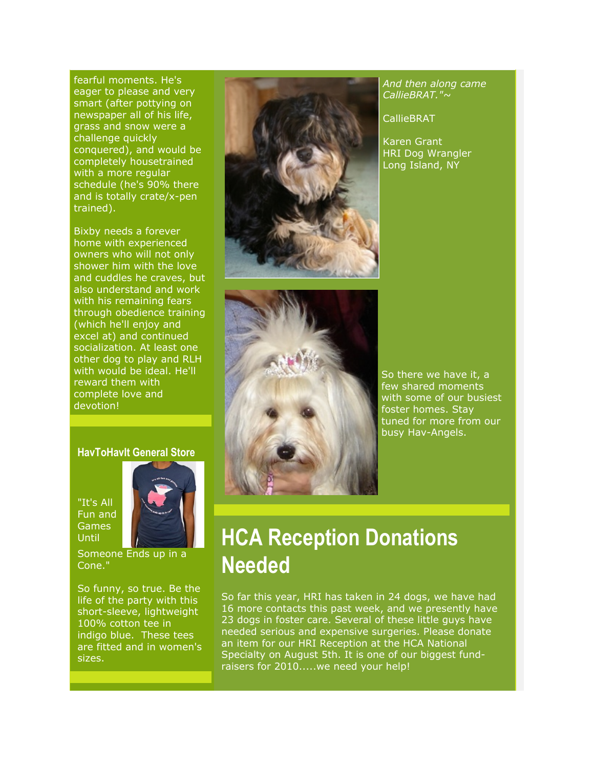fearful moments. He's eager to please and very smart (after pottying on newspaper all of his life, grass and snow were a challenge quickly conquered), and would be completely housetrained with a more regular schedule (he's 90% there and is totally crate/x-pen trained).

Bixby needs a forever home with experienced owners who will not only shower him with the love and cuddles he craves, but also understand and work with his remaining fears through obedience training (which he'll enjoy and excel at) and continued socialization. At least one other dog to play and RLH with would be ideal. He'll reward them with complete love and devotion!

### HavToHavIt General Store

"It's All Fun and Games Until Someone Ends up in a Cone."

So funny, so true. Be the life of the party with this short-sleeve, lightweight 100% cotton tee in indigo blue. These tees are fitted and in women's sizes.

*And then along came CallieBRAT."~*

CallieBRAT

Karen Grant
HRI Dog Wrangler
Long Island, NY

So there we have it, a few shared moments with some of our busiest foster homes. Stay tuned for more from our busy Hav-Angels.

# HCA Reception Donations Needed

So far this year, HRI has taken in 24 dogs, we have had 16 more contacts this past week, and we presently have 23 dogs in foster care. Several of these little guys have needed serious and expensive surgeries. Please donate an item for our HRI Reception at the HCA National Specialty on August 5th. It is one of our biggest fund-raisers for 2010.....we need your help!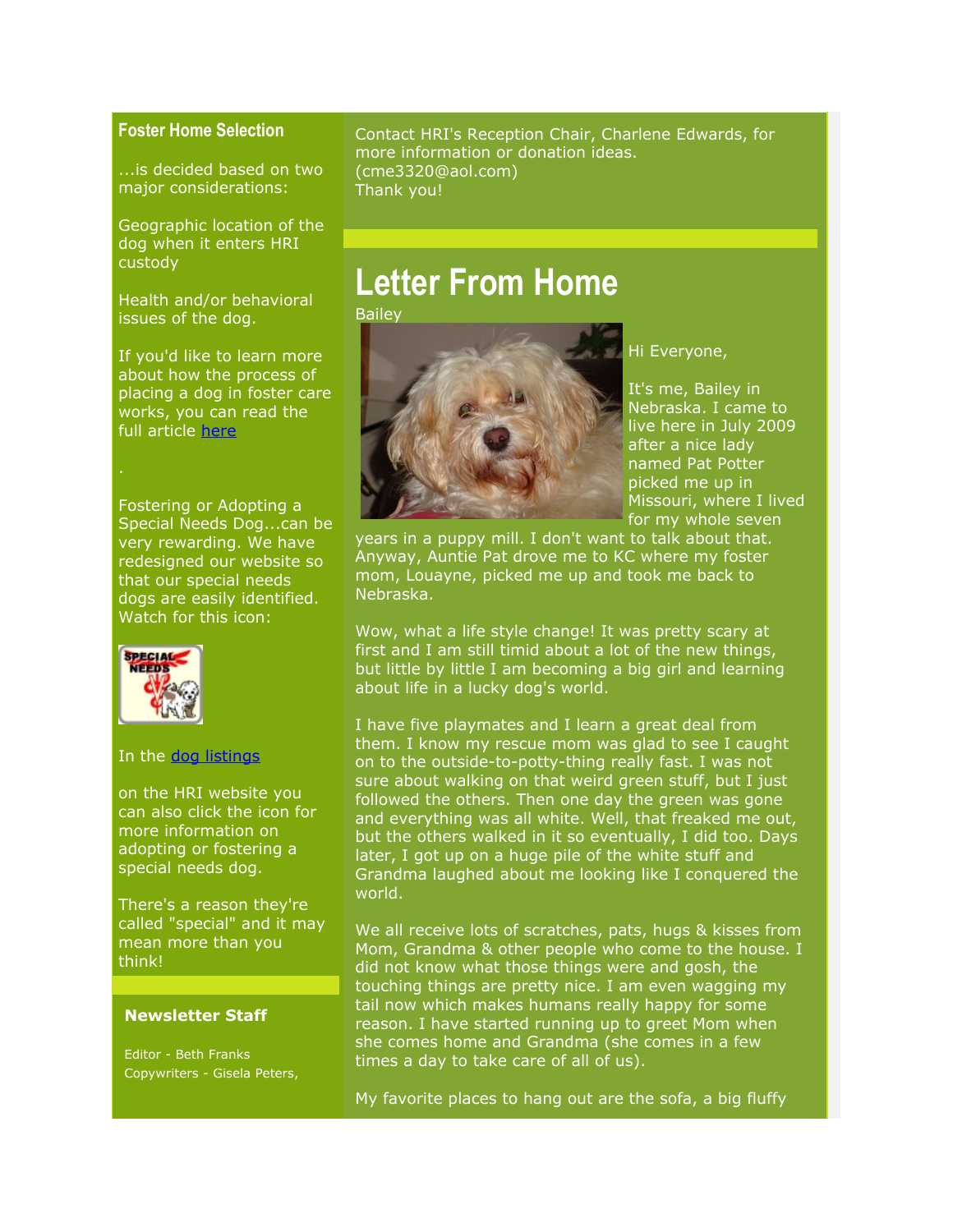## Foster Home Selection

...is decided based on two major considerations:

Geographic location of the dog when it enters HRI custody

Health and/or behavioral issues of the dog.

If you'd like to learn more about how the process of placing a dog in foster care works, you can read the full article here

.

Fostering or Adopting a Special Needs Dog...can be very rewarding. We have redesigned our website so that our special needs dogs are easily identified. Watch for this icon:

In the dog listings

on the HRI website you can also click the icon for more information on adopting or fostering a special needs dog.

There's a reason they're called "special" and it may mean more than you think!

### Newsletter Staff

Editor - Beth Franks
Copywriters - Gisela Peters,

Contact HRI's Reception Chair, Charlene Edwards, for more information or donation ideas. (cme3320@aol.com)
Thank you!

# Letter From Home

Bailey

Hi Everyone,

It's me, Bailey in Nebraska. I came to live here in July 2009 after a nice lady named Pat Potter picked me up in Missouri, where I lived for my whole seven years in a puppy mill. I don't want to talk about that. Anyway, Auntie Pat drove me to KC where my foster mom, Louayne, picked me up and took me back to Nebraska.

Wow, what a life style change! It was pretty scary at first and I am still timid about a lot of the new things, but little by little I am becoming a big girl and learning about life in a lucky dog's world.

I have five playmates and I learn a great deal from them. I know my rescue mom was glad to see I caught on to the outside-to-potty-thing really fast. I was not sure about walking on that weird green stuff, but I just followed the others. Then one day the green was gone and everything was all white. Well, that freaked me out, but the others walked in it so eventually, I did too. Days later, I got up on a huge pile of the white stuff and Grandma laughed about me looking like I conquered the world.

We all receive lots of scratches, pats, hugs & kisses from Mom, Grandma & other people who come to the house. I did not know what those things were and gosh, the touching things are pretty nice. I am even wagging my tail now which makes humans really happy for some reason. I have started running up to greet Mom when she comes home and Grandma (she comes in a few times a day to take care of all of us).

My favorite places to hang out are the sofa, a big fluffy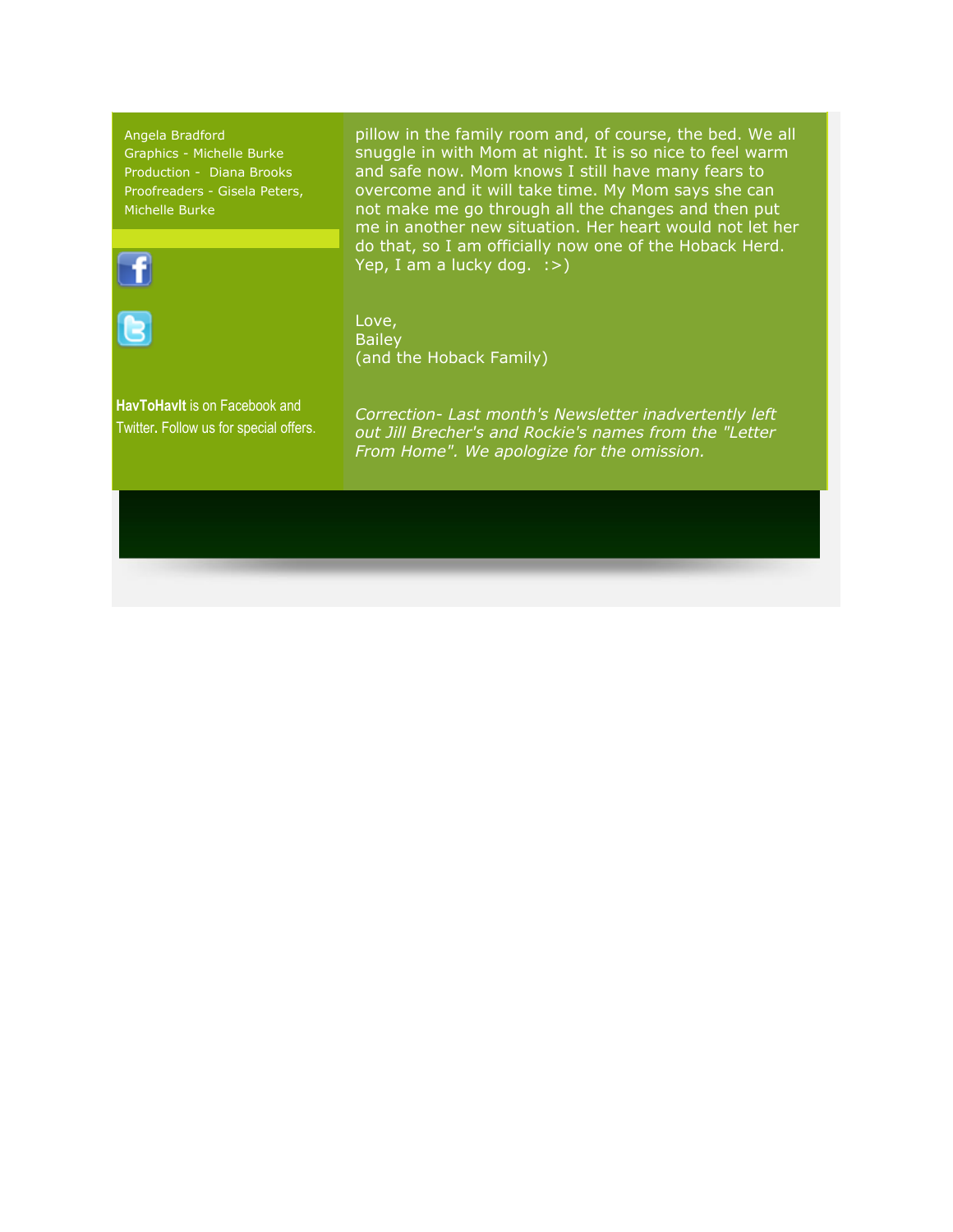Angela Bradford
Graphics - Michelle Burke
Production - Diana Brooks
Proofreaders - Gisela Peters, Michelle Burke

**HavToHavIt** is on Facebook and Twitter. Follow us for special offers.

pillow in the family room and, of course, the bed. We all snuggle in with Mom at night. It is so nice to feel warm and safe now. Mom knows I still have many fears to overcome and it will take time. My Mom says she can not make me go through all the changes and then put me in another new situation. Her heart would not let her do that, so I am officially now one of the Hoback Herd. Yep, I am a lucky dog. :>)

Love,
Bailey
(and the Hoback Family)

*Correction- Last month's Newsletter inadvertently left out Jill Brecher's and Rockie's names from the "Letter From Home". We apologize for the omission.*